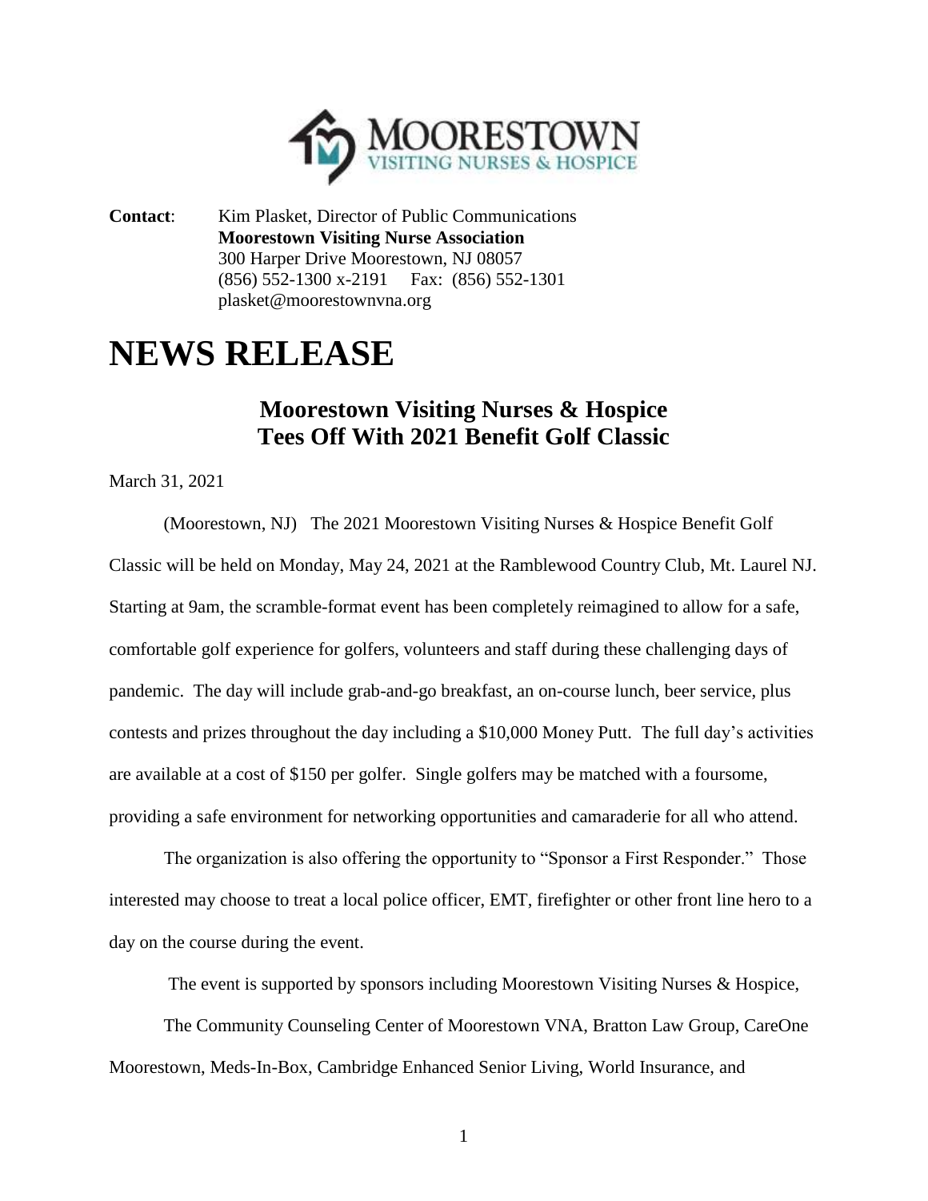MOORESTOWN
VISITING NURSES & HOSPICE

**Contact**: Kim Plasket, Director of Public Communications
**Moorestown Visiting Nurse Association**
300 Harper Drive Moorestown, NJ 08057
(856) 552-1300 x-2191 Fax: (856) 552-1301
plasket@moorestownvna.org

# NEWS RELEASE

## Moorestown Visiting Nurses & Hospice Tees Off With 2021 Benefit Golf Classic

March 31, 2021

(Moorestown, NJ) The 2021 Moorestown Visiting Nurses & Hospice Benefit Golf Classic will be held on Monday, May 24, 2021 at the Ramblewood Country Club, Mt. Laurel NJ. Starting at 9am, the scramble-format event has been completely reimagined to allow for a safe, comfortable golf experience for golfers, volunteers and staff during these challenging days of pandemic. The day will include grab-and-go breakfast, an on-course lunch, beer service, plus contests and prizes throughout the day including a $10,000 Money Putt. The full day's activities are available at a cost of $150 per golfer. Single golfers may be matched with a foursome, providing a safe environment for networking opportunities and camaraderie for all who attend.

The organization is also offering the opportunity to "Sponsor a First Responder." Those interested may choose to treat a local police officer, EMT, firefighter or other front line hero to a day on the course during the event.

The event is supported by sponsors including Moorestown Visiting Nurses & Hospice, The Community Counseling Center of Moorestown VNA, Bratton Law Group, CareOne Moorestown, Meds-In-Box, Cambridge Enhanced Senior Living, World Insurance, and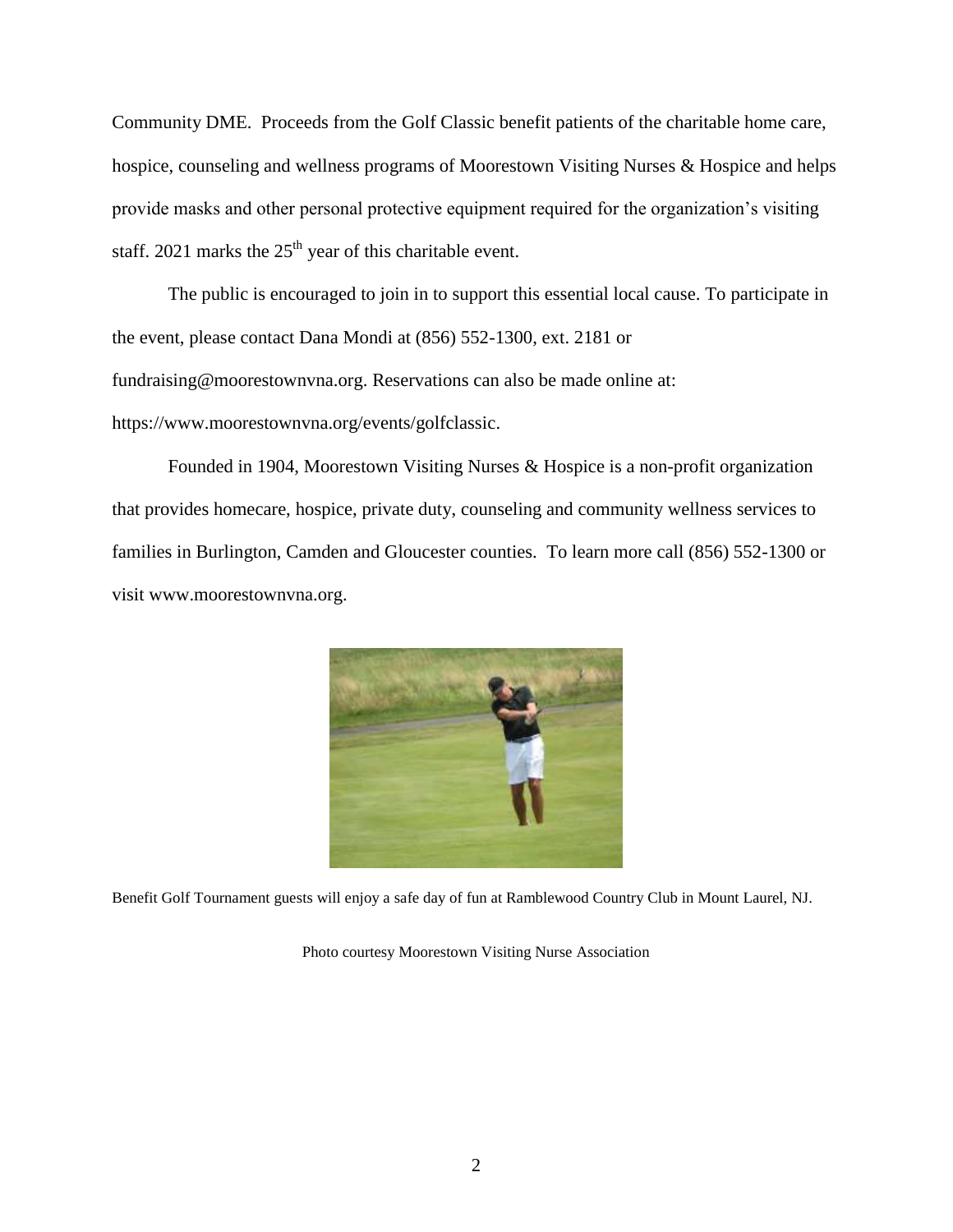Community DME. Proceeds from the Golf Classic benefit patients of the charitable home care, hospice, counseling and wellness programs of Moorestown Visiting Nurses & Hospice and helps provide masks and other personal protective equipment required for the organization's visiting staff. 2021 marks the 25th year of this charitable event.

The public is encouraged to join in to support this essential local cause. To participate in the event, please contact Dana Mondi at (856) 552-1300, ext. 2181 or fundraising@moorestownvna.org. Reservations can also be made online at: https://www.moorestownvna.org/events/golfclassic.

Founded in 1904, Moorestown Visiting Nurses & Hospice is a non-profit organization that provides homecare, hospice, private duty, counseling and community wellness services to families in Burlington, Camden and Gloucester counties. To learn more call (856) 552-1300 or visit www.moorestownvna.org.

Benefit Golf Tournament guests will enjoy a safe day of fun at Ramblewood Country Club in Mount Laurel, NJ.

Photo courtesy Moorestown Visiting Nurse Association